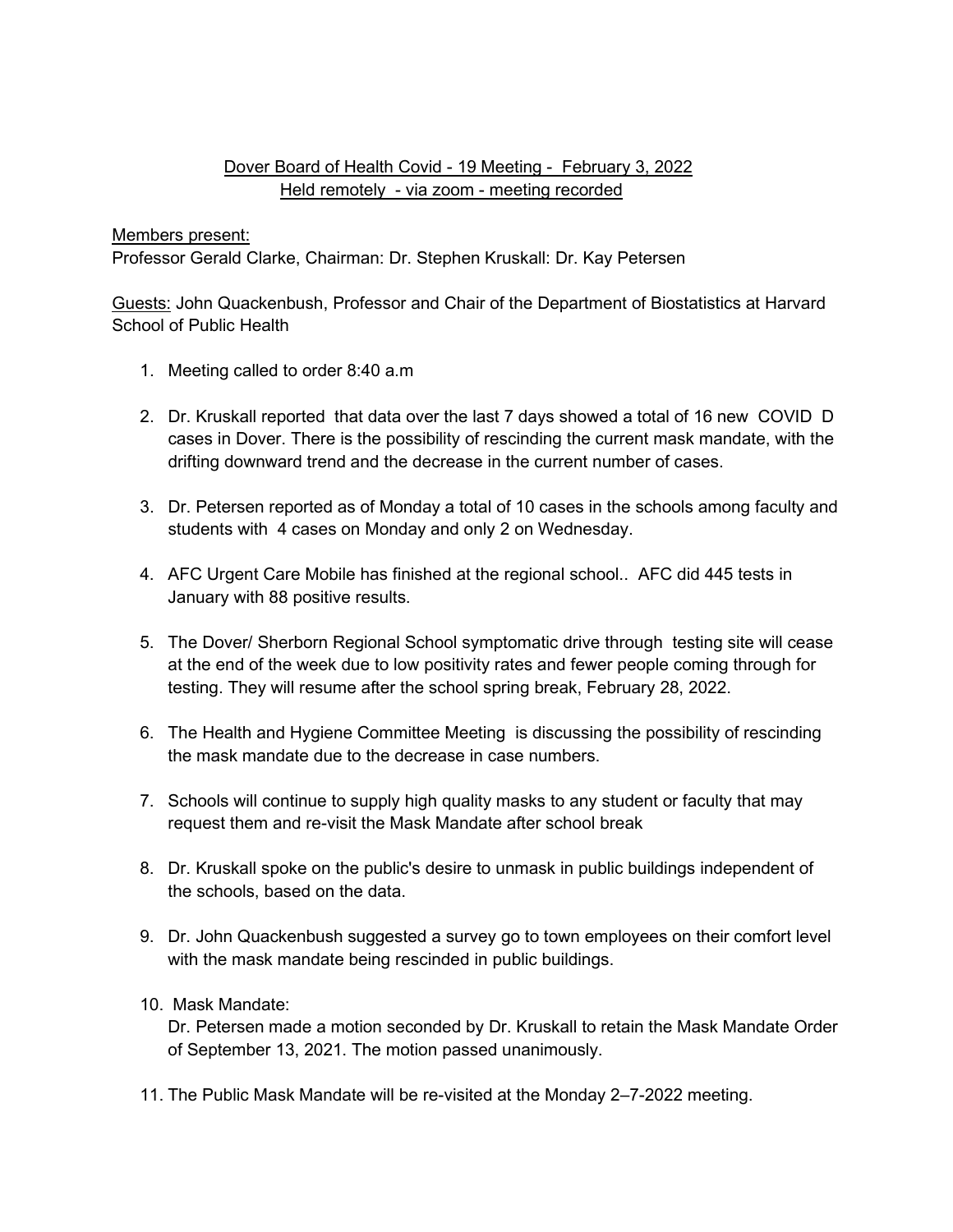Dover Board of Health Covid - 19 Meeting - February 3, 2022
Held remotely - via zoom - meeting recorded

Members present:
Professor Gerald Clarke, Chairman: Dr. Stephen Kruskall: Dr. Kay Petersen

Guests: John Quackenbush, Professor and Chair of the Department of Biostatistics at Harvard School of Public Health

1. Meeting called to order 8:40 a.m
2. Dr. Kruskall reported that data over the last 7 days showed a total of 16 new COVID D cases in Dover. There is the possibility of rescinding the current mask mandate, with the drifting downward trend and the decrease in the current number of cases.
3. Dr. Petersen reported as of Monday a total of 10 cases in the schools among faculty and students with 4 cases on Monday and only 2 on Wednesday.
4. AFC Urgent Care Mobile has finished at the regional school.. AFC did 445 tests in January with 88 positive results.
5. The Dover/ Sherborn Regional School symptomatic drive through testing site will cease at the end of the week due to low positivity rates and fewer people coming through for testing. They will resume after the school spring break, February 28, 2022.
6. The Health and Hygiene Committee Meeting is discussing the possibility of rescinding the mask mandate due to the decrease in case numbers.
7. Schools will continue to supply high quality masks to any student or faculty that may request them and re-visit the Mask Mandate after school break
8. Dr. Kruskall spoke on the public's desire to unmask in public buildings independent of the schools, based on the data.
9. Dr. John Quackenbush suggested a survey go to town employees on their comfort level with the mask mandate being rescinded in public buildings.
10. Mask Mandate:
    Dr. Petersen made a motion seconded by Dr. Kruskall to retain the Mask Mandate Order of September 13, 2021. The motion passed unanimously.
11. The Public Mask Mandate will be re-visited at the Monday 2–7-2022 meeting.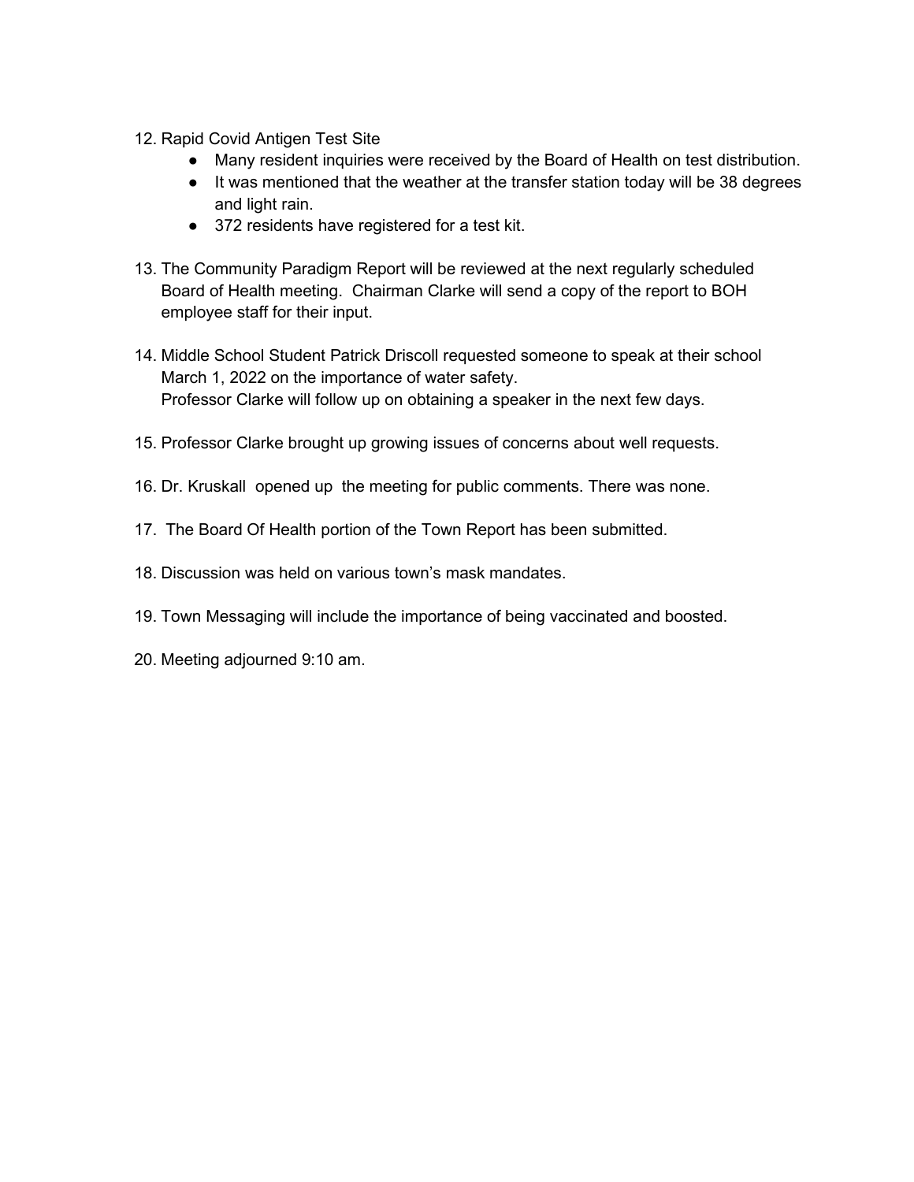12. Rapid Covid Antigen Test Site
    - Many resident inquiries were received by the Board of Health on test distribution.
    - It was mentioned that the weather at the transfer station today will be 38 degrees and light rain.
    - 372 residents have registered for a test kit.

13. The Community Paradigm Report will be reviewed at the next regularly scheduled Board of Health meeting. Chairman Clarke will send a copy of the report to BOH employee staff for their input.

14. Middle School Student Patrick Driscoll requested someone to speak at their school March 1, 2022 on the importance of water safety.
    Professor Clarke will follow up on obtaining a speaker in the next few days.

15. Professor Clarke brought up growing issues of concerns about well requests.

16. Dr. Kruskall opened up the meeting for public comments. There was none.

17. The Board Of Health portion of the Town Report has been submitted.

18. Discussion was held on various town's mask mandates.

19. Town Messaging will include the importance of being vaccinated and boosted.

20. Meeting adjourned 9:10 am.